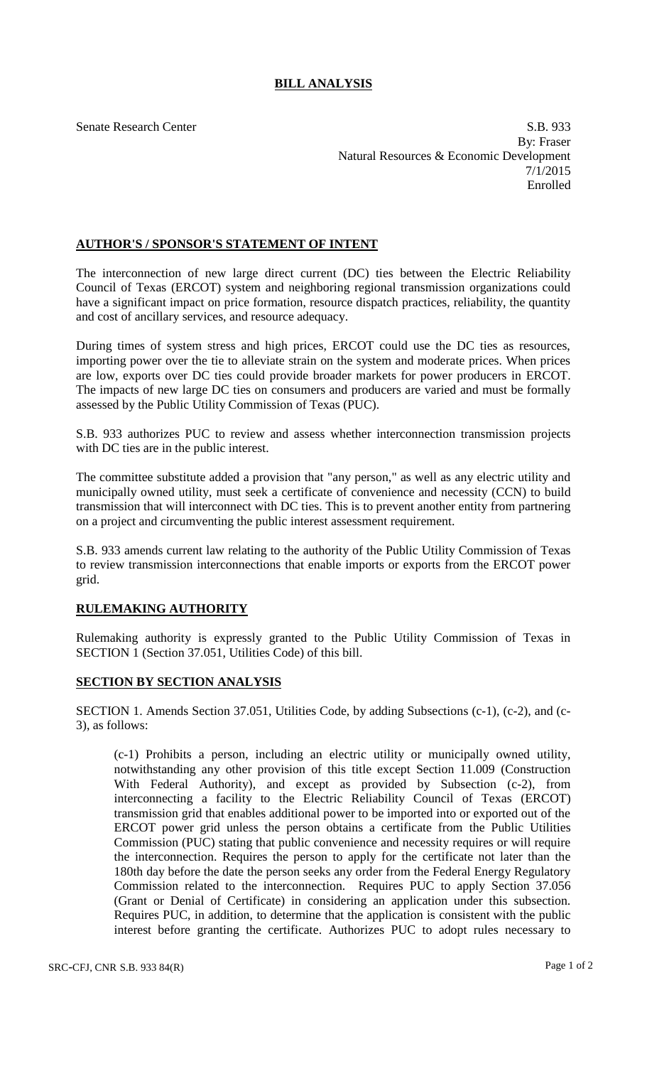# BILL ANALYSIS

Senate Research Center

S.B. 933
By: Fraser
Natural Resources & Economic Development
7/1/2015
Enrolled

## AUTHOR'S / SPONSOR'S STATEMENT OF INTENT

The interconnection of new large direct current (DC) ties between the Electric Reliability Council of Texas (ERCOT) system and neighboring regional transmission organizations could have a significant impact on price formation, resource dispatch practices, reliability, the quantity and cost of ancillary services, and resource adequacy.

During times of system stress and high prices, ERCOT could use the DC ties as resources, importing power over the tie to alleviate strain on the system and moderate prices. When prices are low, exports over DC ties could provide broader markets for power producers in ERCOT. The impacts of new large DC ties on consumers and producers are varied and must be formally assessed by the Public Utility Commission of Texas (PUC).

S.B. 933 authorizes PUC to review and assess whether interconnection transmission projects with DC ties are in the public interest.

The committee substitute added a provision that "any person," as well as any electric utility and municipally owned utility, must seek a certificate of convenience and necessity (CCN) to build transmission that will interconnect with DC ties. This is to prevent another entity from partnering on a project and circumventing the public interest assessment requirement.

S.B. 933 amends current law relating to the authority of the Public Utility Commission of Texas to review transmission interconnections that enable imports or exports from the ERCOT power grid.

## RULEMAKING AUTHORITY

Rulemaking authority is expressly granted to the Public Utility Commission of Texas in SECTION 1 (Section 37.051, Utilities Code) of this bill.

## SECTION BY SECTION ANALYSIS

SECTION 1. Amends Section 37.051, Utilities Code, by adding Subsections (c-1), (c-2), and (c-3), as follows:

(c-1) Prohibits a person, including an electric utility or municipally owned utility, notwithstanding any other provision of this title except Section 11.009 (Construction With Federal Authority), and except as provided by Subsection (c-2), from interconnecting a facility to the Electric Reliability Council of Texas (ERCOT) transmission grid that enables additional power to be imported into or exported out of the ERCOT power grid unless the person obtains a certificate from the Public Utilities Commission (PUC) stating that public convenience and necessity requires or will require the interconnection. Requires the person to apply for the certificate not later than the 180th day before the date the person seeks any order from the Federal Energy Regulatory Commission related to the interconnection. Requires PUC to apply Section 37.056 (Grant or Denial of Certificate) in considering an application under this subsection. Requires PUC, in addition, to determine that the application is consistent with the public interest before granting the certificate. Authorizes PUC to adopt rules necessary to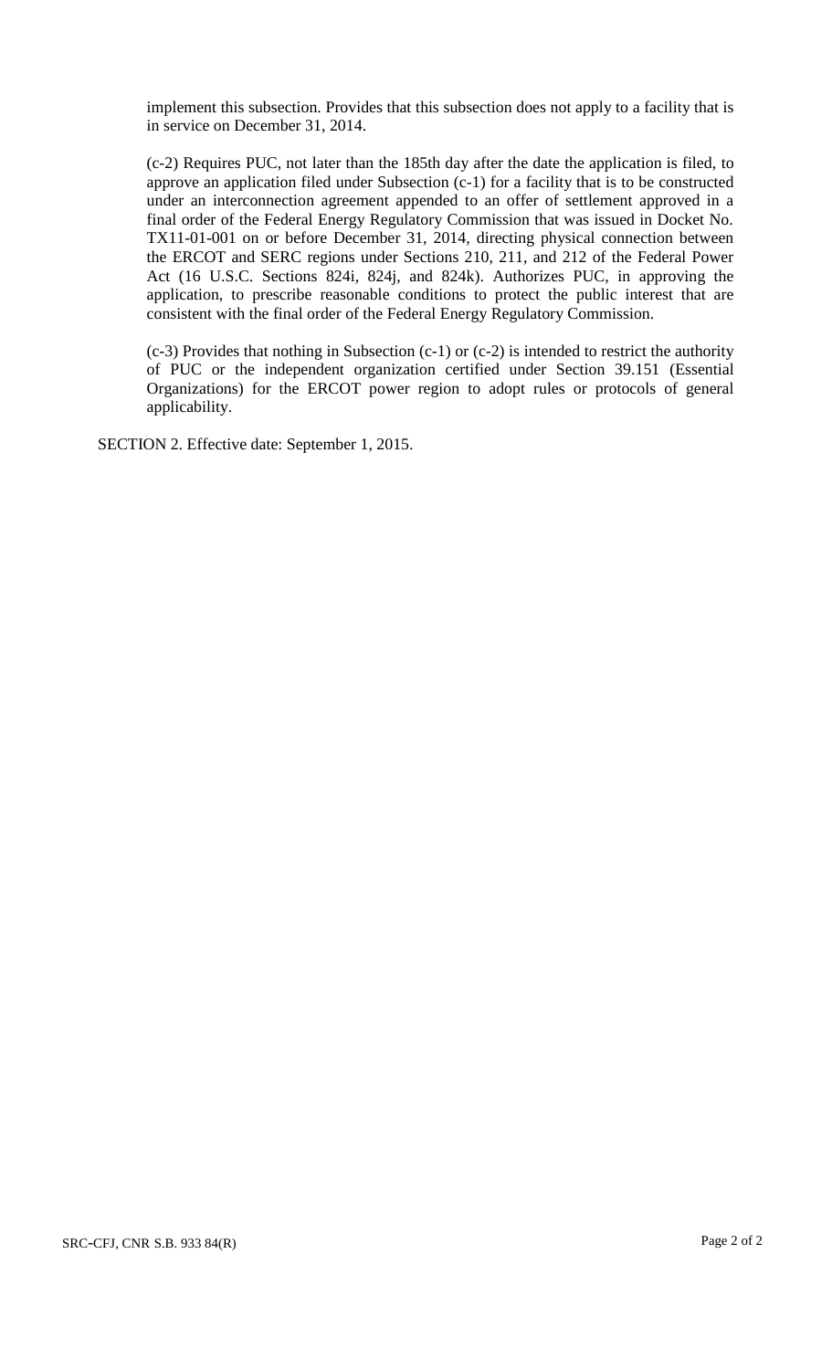implement this subsection. Provides that this subsection does not apply to a facility that is in service on December 31, 2014.

(c-2) Requires PUC, not later than the 185th day after the date the application is filed, to approve an application filed under Subsection (c-1) for a facility that is to be constructed under an interconnection agreement appended to an offer of settlement approved in a final order of the Federal Energy Regulatory Commission that was issued in Docket No. TX11-01-001 on or before December 31, 2014, directing physical connection between the ERCOT and SERC regions under Sections 210, 211, and 212 of the Federal Power Act (16 U.S.C. Sections 824i, 824j, and 824k). Authorizes PUC, in approving the application, to prescribe reasonable conditions to protect the public interest that are consistent with the final order of the Federal Energy Regulatory Commission.

(c-3) Provides that nothing in Subsection (c-1) or (c-2) is intended to restrict the authority of PUC or the independent organization certified under Section 39.151 (Essential Organizations) for the ERCOT power region to adopt rules or protocols of general applicability.

SECTION 2. Effective date: September 1, 2015.